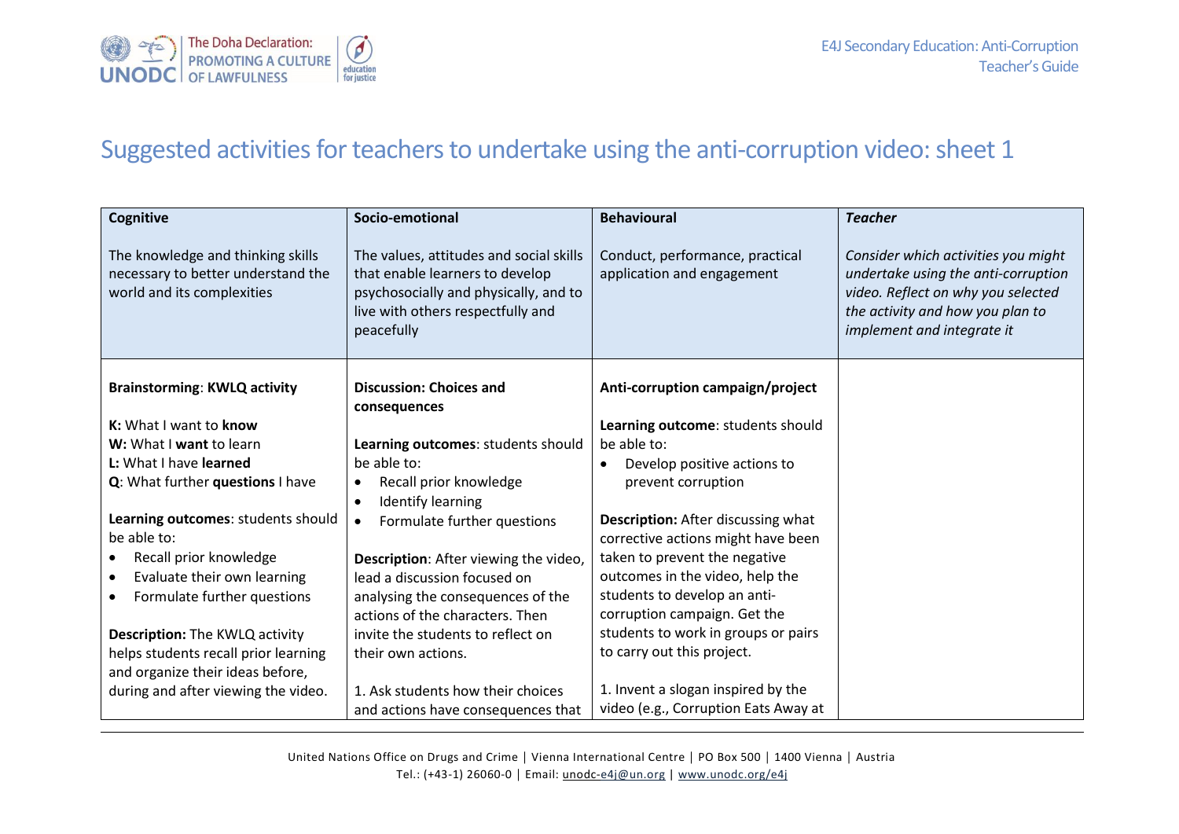# Suggested activities for teachers to undertake using the anti-corruption video: sheet 1

| **Cognitive**<br><br>The knowledge and thinking skills necessary to better understand the world and its complexities | **Socio-emotional**<br><br>The values, attitudes and social skills that enable learners to develop psychosocially and physically, and to live with others respectfully and peacefully | **Behavioural**<br><br>Conduct, performance, practical application and engagement | ***Teacher***<br><br>*Consider which activities you might undertake using the anti-corruption video. Reflect on why you selected the activity and how you plan to implement and integrate it* |
|---|---|---|---|
| **Brainstorming**: **KWLQ activity**<br><br>**K:** What I want to **know**<br>**W:** What I **want** to learn<br>**L:** What I have **learned**<br>**Q**: What further **questions** I have<br><br>**Learning outcomes**: students should be able to:<br>• Recall prior knowledge<br>• Evaluate their own learning<br>• Formulate further questions<br><br>**Description:** The KWLQ activity helps students recall prior learning and organize their ideas before, during and after viewing the video. | **Discussion: Choices and consequences**<br><br>**Learning outcomes**: students should be able to:<br>• Recall prior knowledge<br>• Identify learning<br>• Formulate further questions<br><br>**Description**: After viewing the video, lead a discussion focused on analysing the consequences of the actions of the characters. Then invite the students to reflect on their own actions.<br><br>1. Ask students how their choices and actions have consequences that | **Anti-corruption campaign/project**<br><br>**Learning outcome**: students should be able to:<br>• Develop positive actions to prevent corruption<br><br>**Description:** After discussing what corrective actions might have been taken to prevent the negative outcomes in the video, help the students to develop an anti-corruption campaign. Get the students to work in groups or pairs to carry out this project.<br><br>1. Invent a slogan inspired by the video (e.g., Corruption Eats Away at | |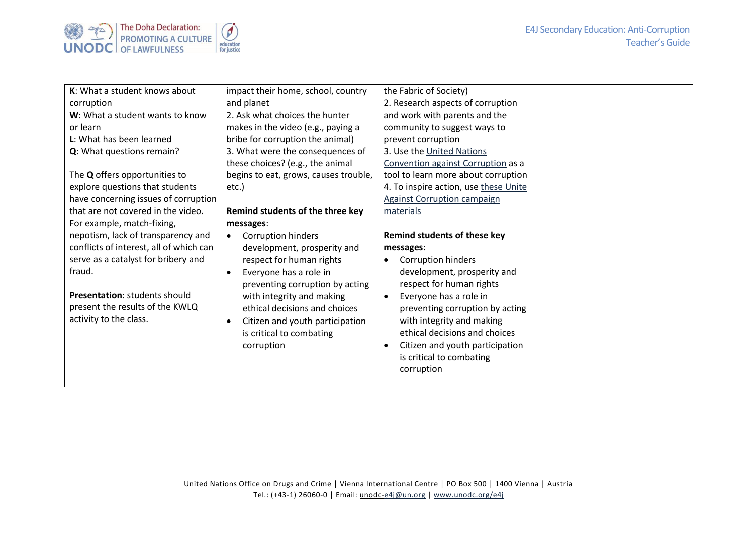| | | | |
|---|---|---|---|
| **K**: What a student knows about corruption<br>**W**: What a student wants to know or learn<br>**L**: What has been learned<br>**Q**: What questions remain?<br><br>The **Q** offers opportunities to explore questions that students have concerning issues of corruption that are not covered in the video. For example, match-fixing, nepotism, lack of transparency and conflicts of interest, all of which can serve as a catalyst for bribery and fraud.<br><br>**Presentation**: students should present the results of the KWLQ activity to the class. | impact their home, school, country and planet<br>2. Ask what choices the hunter makes in the video (e.g., paying a bribe for corruption the animal)<br>3. What were the consequences of these choices? (e.g., the animal begins to eat, grows, causes trouble, etc.)<br><br>**Remind students of the three key messages**:<br>• Corruption hinders development, prosperity and respect for human rights<br>• Everyone has a role in preventing corruption by acting with integrity and making ethical decisions and choices<br>• Citizen and youth participation is critical to combating corruption | the Fabric of Society)<br>2. Research aspects of corruption and work with parents and the community to suggest ways to prevent corruption<br>3. Use the United Nations Convention against Corruption as a tool to learn more about corruption<br>4. To inspire action, use these Unite Against Corruption campaign materials<br><br>**Remind students of these key messages**:<br>• Corruption hinders development, prosperity and respect for human rights<br>• Everyone has a role in preventing corruption by acting with integrity and making ethical decisions and choices<br>• Citizen and youth participation is critical to combating corruption | |